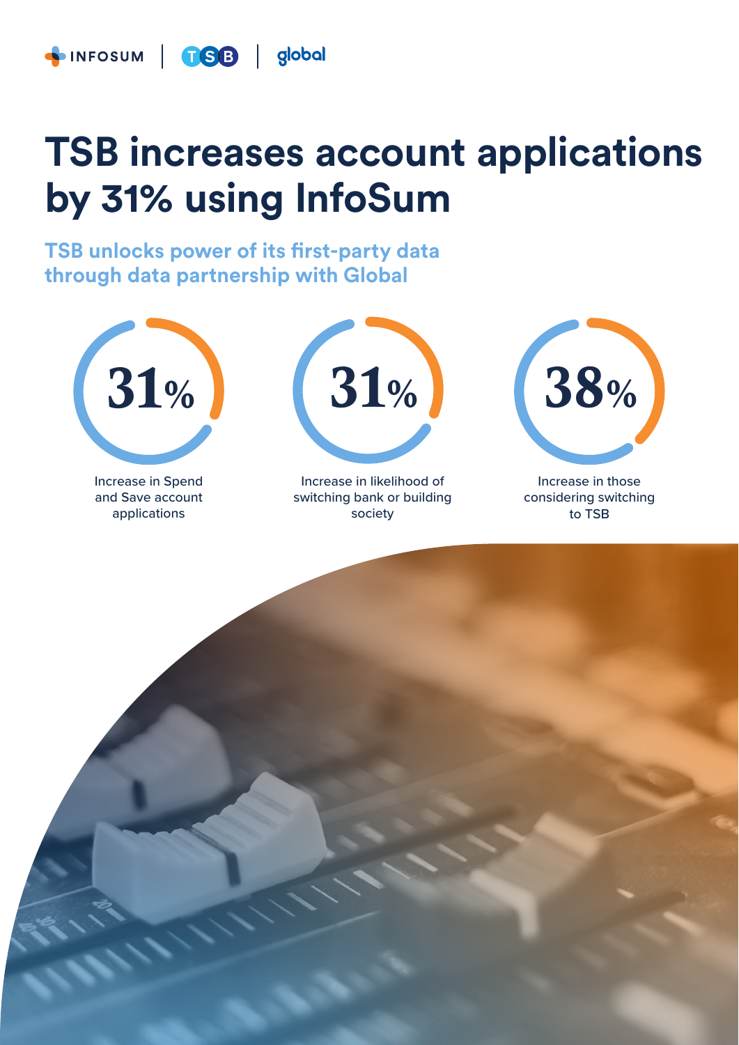INFOSUM | TSB | global

# TSB increases account applications by 31% using InfoSum

## TSB unlocks power of its first-party data through data partnership with Global

**31%**
Increase in Spend and Save account applications

**31%**
Increase in likelihood of switching bank or building society

**38%**
Increase in those considering switching to TSB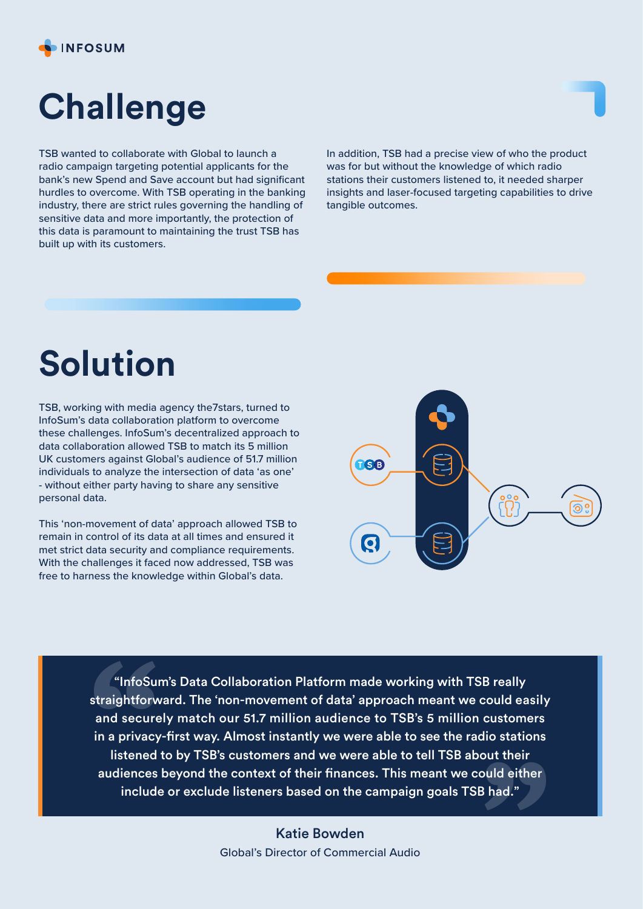# Challenge

TSB wanted to collaborate with Global to launch a radio campaign targeting potential applicants for the bank's new Spend and Save account but had significant hurdles to overcome. With TSB operating in the banking industry, there are strict rules governing the handling of sensitive data and more importantly, the protection of this data is paramount to maintaining the trust TSB has built up with its customers.

In addition, TSB had a precise view of who the product was for but without the knowledge of which radio stations their customers listened to, it needed sharper insights and laser-focused targeting capabilities to drive tangible outcomes.

# Solution

TSB, working with media agency the7stars, turned to InfoSum's data collaboration platform to overcome these challenges. InfoSum's decentralized approach to data collaboration allowed TSB to match its 5 million UK customers against Global's audience of 51.7 million individuals to analyze the intersection of data 'as one' - without either party having to share any sensitive personal data.

This 'non-movement of data' approach allowed TSB to remain in control of its data at all times and ensured it met strict data security and compliance requirements. With the challenges it faced now addressed, TSB was free to harness the knowledge within Global's data.

> "InfoSum's Data Collaboration Platform made working with TSB really straightforward. The 'non-movement of data' approach meant we could easily and securely match our 51.7 million audience to TSB's 5 million customers in a privacy-first way. Almost instantly we were able to see the radio stations listened to by TSB's customers and we were able to tell TSB about their audiences beyond the context of their finances. This meant we could either include or exclude listeners based on the campaign goals TSB had."

**Katie Bowden**
Global's Director of Commercial Audio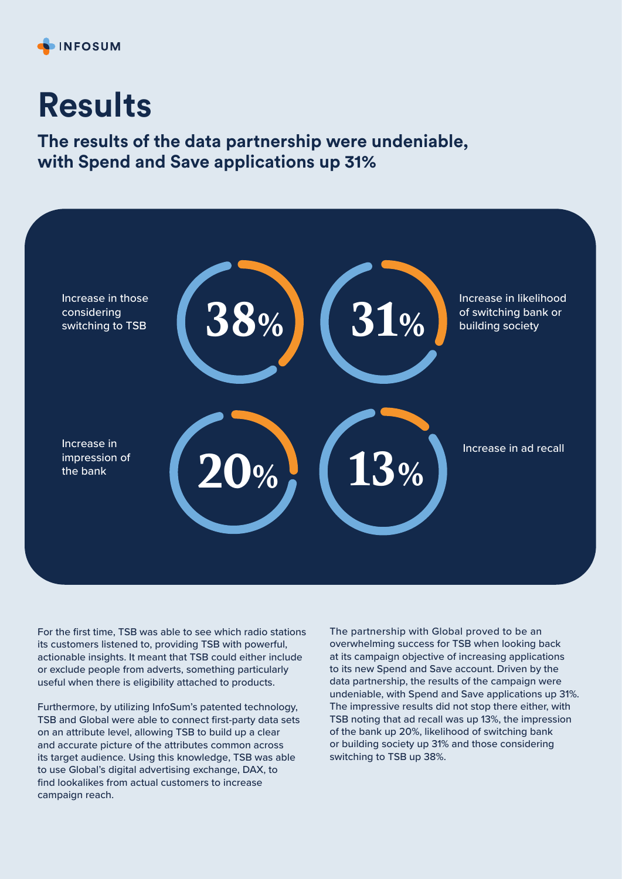# Results

## The results of the data partnership were undeniable, with Spend and Save applications up 31%

**38%** Increase in those considering switching to TSB

**31%** Increase in likelihood of switching bank or building society

**20%** Increase in impression of the bank

**13%** Increase in ad recall

For the first time, TSB was able to see which radio stations its customers listened to, providing TSB with powerful, actionable insights. It meant that TSB could either include or exclude people from adverts, something particularly useful when there is eligibility attached to products.

Furthermore, by utilizing InfoSum's patented technology, TSB and Global were able to connect first-party data sets on an attribute level, allowing TSB to build up a clear and accurate picture of the attributes common across its target audience. Using this knowledge, TSB was able to use Global's digital advertising exchange, DAX, to find lookalikes from actual customers to increase campaign reach.

The partnership with Global proved to be an overwhelming success for TSB when looking back at its campaign objective of increasing applications to its new Spend and Save account. Driven by the data partnership, the results of the campaign were undeniable, with Spend and Save applications up 31%. The impressive results did not stop there either, with TSB noting that ad recall was up 13%, the impression of the bank up 20%, likelihood of switching bank or building society up 31% and those considering switching to TSB up 38%.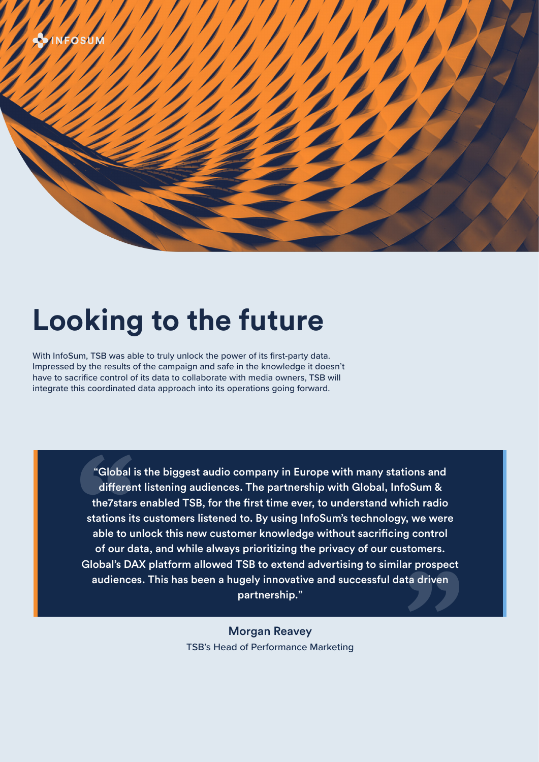# Looking to the future

With InfoSum, TSB was able to truly unlock the power of its first-party data. Impressed by the results of the campaign and safe in the knowledge it doesn't have to sacrifice control of its data to collaborate with media owners, TSB will integrate this coordinated data approach into its operations going forward.

> **"Global is the biggest audio company in Europe with many stations and different listening audiences. The partnership with Global, InfoSum & the7stars enabled TSB, for the first time ever, to understand which radio stations its customers listened to. By using InfoSum's technology, we were able to unlock this new customer knowledge without sacrificing control of our data, and while always prioritizing the privacy of our customers. Global's DAX platform allowed TSB to extend advertising to similar prospect audiences. This has been a hugely innovative and successful data driven partnership."**

**Morgan Reavey**
TSB's Head of Performance Marketing